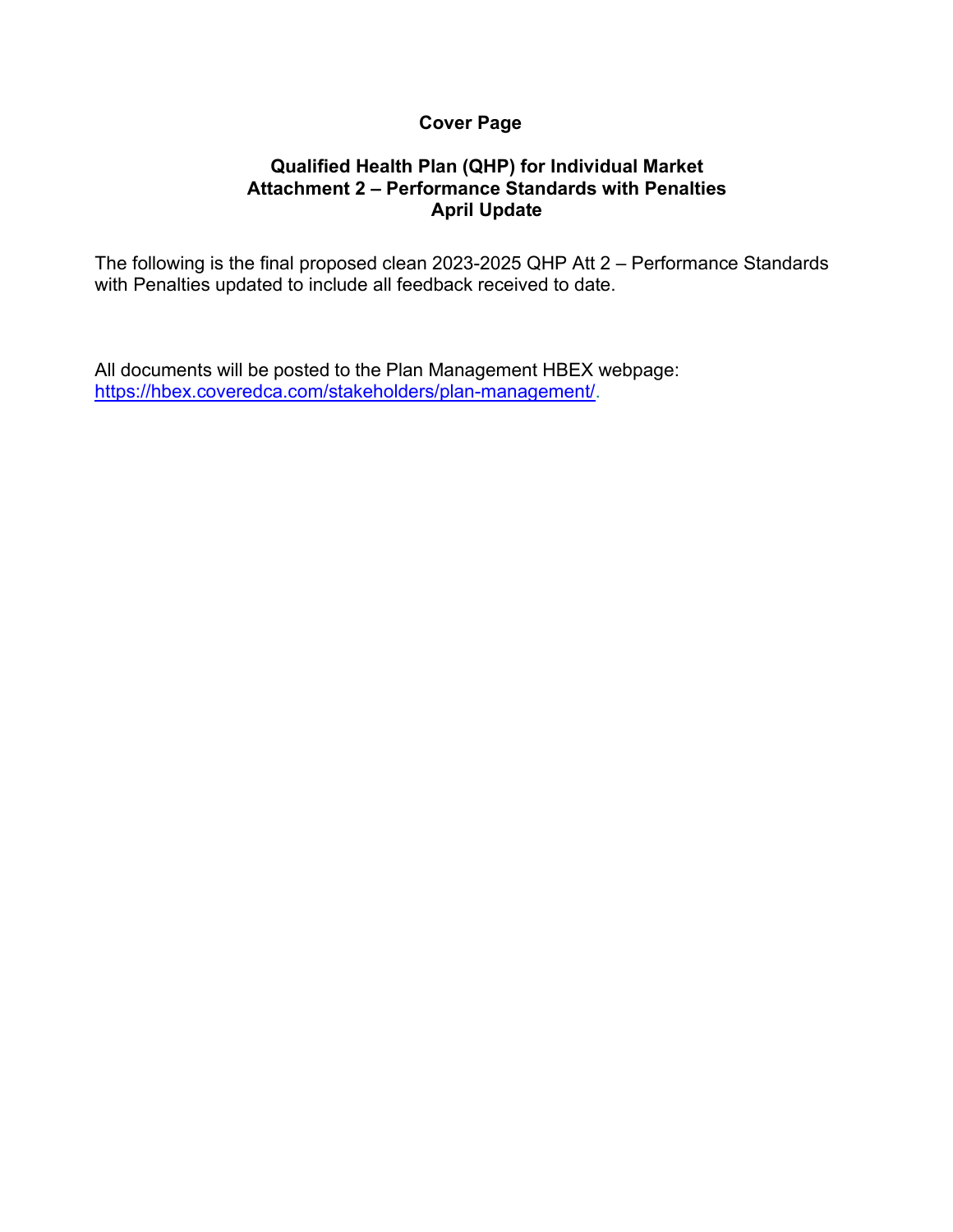# Cover Page

## Qualified Health Plan (QHP) for Individual Market
## Attachment 2 – Performance Standards with Penalties
## April Update

The following is the final proposed clean 2023-2025 QHP Att 2 – Performance Standards with Penalties updated to include all feedback received to date.

All documents will be posted to the Plan Management HBEX webpage: https://hbex.coveredca.com/stakeholders/plan-management/.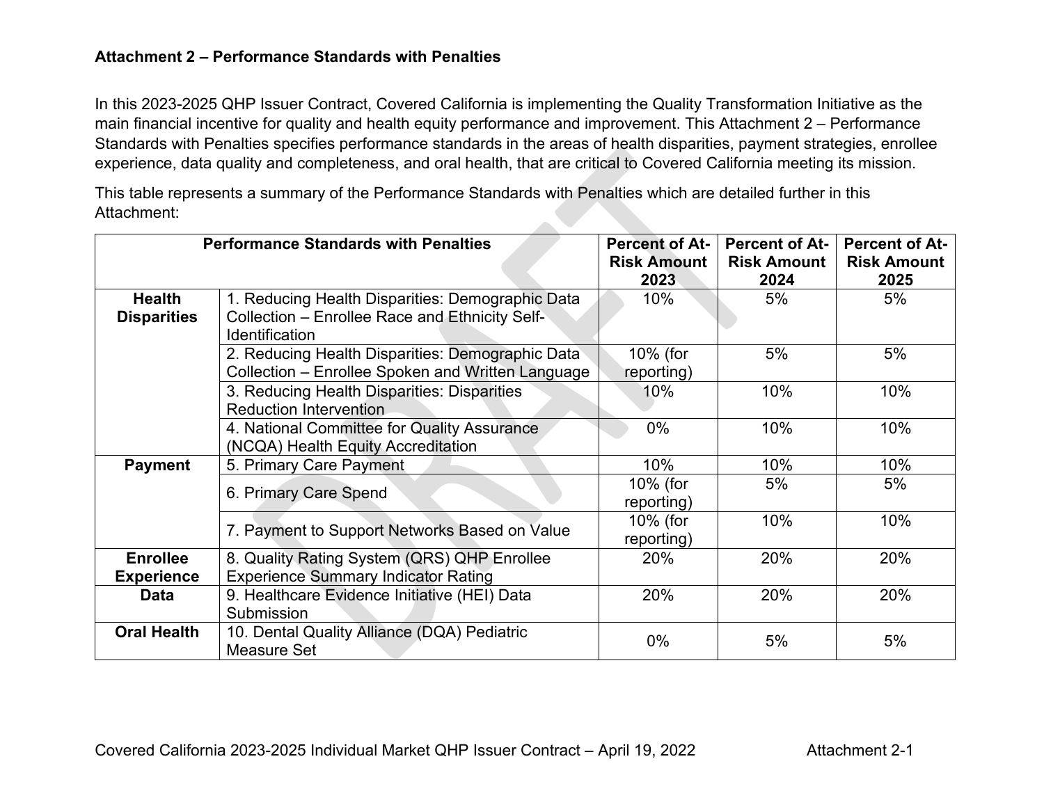**Attachment 2 – Performance Standards with Penalties**

In this 2023-2025 QHP Issuer Contract, Covered California is implementing the Quality Transformation Initiative as the main financial incentive for quality and health equity performance and improvement. This Attachment 2 – Performance Standards with Penalties specifies performance standards in the areas of health disparities, payment strategies, enrollee experience, data quality and completeness, and oral health, that are critical to Covered California meeting its mission.

This table represents a summary of the Performance Standards with Penalties which are detailed further in this Attachment:

| Performance Standards with Penalties | | Percent of At-Risk Amount 2023 | Percent of At-Risk Amount 2024 | Percent of At-Risk Amount 2025 |
|---|---|---|---|---|
| **Health Disparities** | 1. Reducing Health Disparities: Demographic Data Collection – Enrollee Race and Ethnicity Self-Identification | 10% | 5% | 5% |
| | 2. Reducing Health Disparities: Demographic Data Collection – Enrollee Spoken and Written Language | 10% (for reporting) | 5% | 5% |
| | 3. Reducing Health Disparities: Disparities Reduction Intervention | 10% | 10% | 10% |
| | 4. National Committee for Quality Assurance (NCQA) Health Equity Accreditation | 0% | 10% | 10% |
| **Payment** | 5. Primary Care Payment | 10% | 10% | 10% |
| | 6. Primary Care Spend | 10% (for reporting) | 5% | 5% |
| | 7. Payment to Support Networks Based on Value | 10% (for reporting) | 10% | 10% |
| **Enrollee Experience** | 8. Quality Rating System (QRS) QHP Enrollee Experience Summary Indicator Rating | 20% | 20% | 20% |
| **Data** | 9. Healthcare Evidence Initiative (HEI) Data Submission | 20% | 20% | 20% |
| **Oral Health** | 10. Dental Quality Alliance (DQA) Pediatric Measure Set | 0% | 5% | 5% |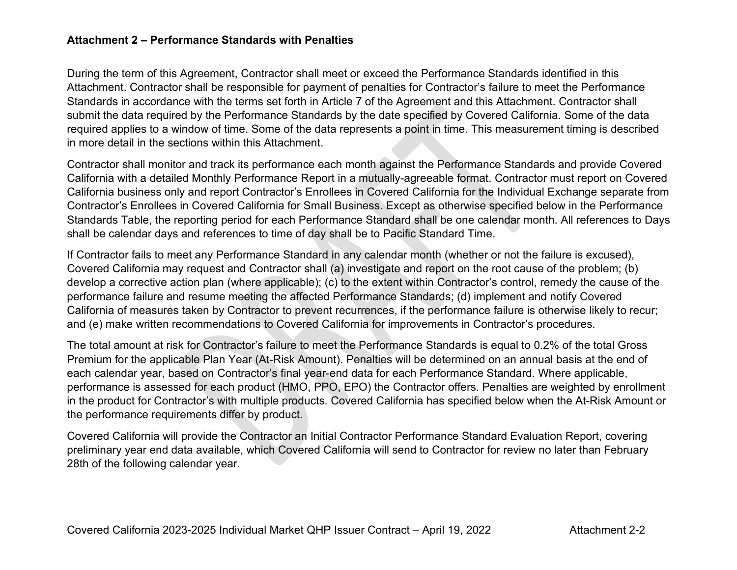**Attachment 2 – Performance Standards with Penalties**

During the term of this Agreement, Contractor shall meet or exceed the Performance Standards identified in this Attachment. Contractor shall be responsible for payment of penalties for Contractor's failure to meet the Performance Standards in accordance with the terms set forth in Article 7 of the Agreement and this Attachment. Contractor shall submit the data required by the Performance Standards by the date specified by Covered California. Some of the data required applies to a window of time. Some of the data represents a point in time. This measurement timing is described in more detail in the sections within this Attachment.

Contractor shall monitor and track its performance each month against the Performance Standards and provide Covered California with a detailed Monthly Performance Report in a mutually-agreeable format. Contractor must report on Covered California business only and report Contractor's Enrollees in Covered California for the Individual Exchange separate from Contractor's Enrollees in Covered California for Small Business. Except as otherwise specified below in the Performance Standards Table, the reporting period for each Performance Standard shall be one calendar month. All references to Days shall be calendar days and references to time of day shall be to Pacific Standard Time.

If Contractor fails to meet any Performance Standard in any calendar month (whether or not the failure is excused), Covered California may request and Contractor shall (a) investigate and report on the root cause of the problem; (b) develop a corrective action plan (where applicable); (c) to the extent within Contractor's control, remedy the cause of the performance failure and resume meeting the affected Performance Standards; (d) implement and notify Covered California of measures taken by Contractor to prevent recurrences, if the performance failure is otherwise likely to recur; and (e) make written recommendations to Covered California for improvements in Contractor's procedures.

The total amount at risk for Contractor's failure to meet the Performance Standards is equal to 0.2% of the total Gross Premium for the applicable Plan Year (At-Risk Amount). Penalties will be determined on an annual basis at the end of each calendar year, based on Contractor's final year-end data for each Performance Standard. Where applicable, performance is assessed for each product (HMO, PPO, EPO) the Contractor offers. Penalties are weighted by enrollment in the product for Contractor's with multiple products. Covered California has specified below when the At-Risk Amount or the performance requirements differ by product.

Covered California will provide the Contractor an Initial Contractor Performance Standard Evaluation Report, covering preliminary year end data available, which Covered California will send to Contractor for review no later than February 28th of the following calendar year.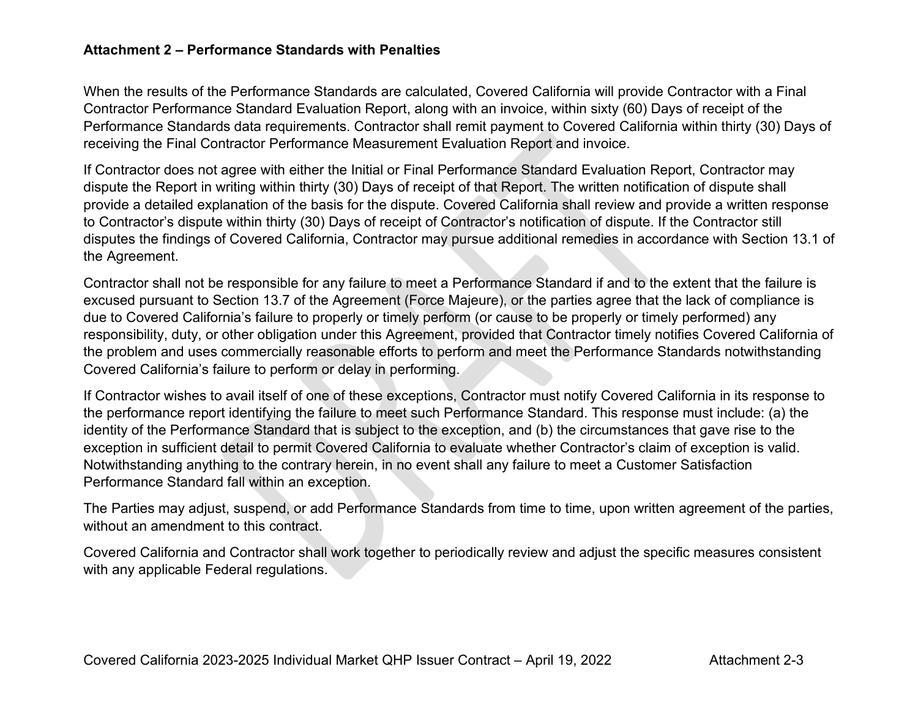**Attachment 2 – Performance Standards with Penalties**

When the results of the Performance Standards are calculated, Covered California will provide Contractor with a Final Contractor Performance Standard Evaluation Report, along with an invoice, within sixty (60) Days of receipt of the Performance Standards data requirements. Contractor shall remit payment to Covered California within thirty (30) Days of receiving the Final Contractor Performance Measurement Evaluation Report and invoice.

If Contractor does not agree with either the Initial or Final Performance Standard Evaluation Report, Contractor may dispute the Report in writing within thirty (30) Days of receipt of that Report. The written notification of dispute shall provide a detailed explanation of the basis for the dispute. Covered California shall review and provide a written response to Contractor's dispute within thirty (30) Days of receipt of Contractor's notification of dispute. If the Contractor still disputes the findings of Covered California, Contractor may pursue additional remedies in accordance with Section 13.1 of the Agreement.

Contractor shall not be responsible for any failure to meet a Performance Standard if and to the extent that the failure is excused pursuant to Section 13.7 of the Agreement (Force Majeure), or the parties agree that the lack of compliance is due to Covered California's failure to properly or timely perform (or cause to be properly or timely performed) any responsibility, duty, or other obligation under this Agreement, provided that Contractor timely notifies Covered California of the problem and uses commercially reasonable efforts to perform and meet the Performance Standards notwithstanding Covered California's failure to perform or delay in performing.

If Contractor wishes to avail itself of one of these exceptions, Contractor must notify Covered California in its response to the performance report identifying the failure to meet such Performance Standard. This response must include: (a) the identity of the Performance Standard that is subject to the exception, and (b) the circumstances that gave rise to the exception in sufficient detail to permit Covered California to evaluate whether Contractor's claim of exception is valid. Notwithstanding anything to the contrary herein, in no event shall any failure to meet a Customer Satisfaction Performance Standard fall within an exception.

The Parties may adjust, suspend, or add Performance Standards from time to time, upon written agreement of the parties, without an amendment to this contract.

Covered California and Contractor shall work together to periodically review and adjust the specific measures consistent with any applicable Federal regulations.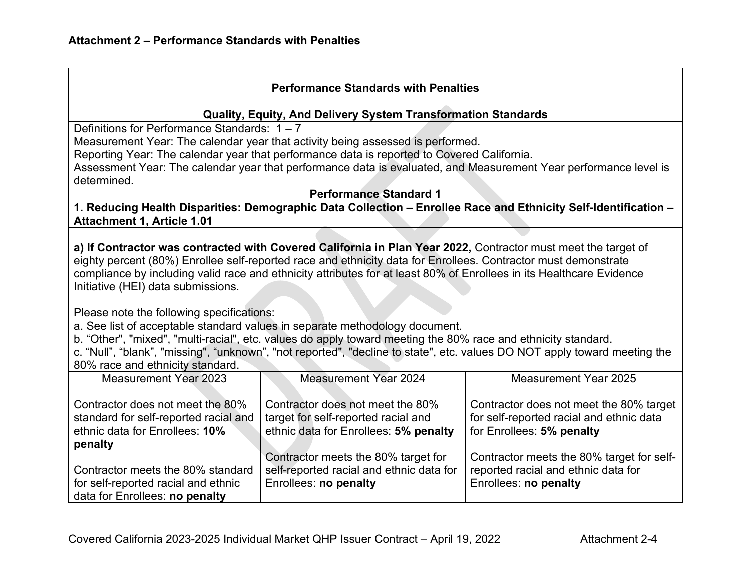**Attachment 2 – Performance Standards with Penalties**

| Performance Standards with Penalties | | |
|---|---|---|
| **Quality, Equity, And Delivery System Transformation Standards** | | |
| Definitions for Performance Standards: 1 – 7<br>Measurement Year: The calendar year that activity being assessed is performed.<br>Reporting Year: The calendar year that performance data is reported to Covered California.<br>Assessment Year: The calendar year that performance data is evaluated, and Measurement Year performance level is determined. | | |
| **Performance Standard 1** | | |
| **1. Reducing Health Disparities: Demographic Data Collection – Enrollee Race and Ethnicity Self-Identification – Attachment 1, Article 1.01** | | |
| **a) If Contractor was contracted with Covered California in Plan Year 2022,** Contractor must meet the target of eighty percent (80%) Enrollee self-reported race and ethnicity data for Enrollees. Contractor must demonstrate compliance by including valid race and ethnicity attributes for at least 80% of Enrollees in its Healthcare Evidence Initiative (HEI) data submissions.<br><br>Please note the following specifications:<br>a. See list of acceptable standard values in separate methodology document.<br>b. "Other", "mixed", "multi-racial", etc. values do apply toward meeting the 80% race and ethnicity standard.<br>c. "Null", "blank", "missing", "unknown", "not reported", "decline to state", etc. values DO NOT apply toward meeting the 80% race and ethnicity standard. | | |
| Measurement Year 2023 | Measurement Year 2024 | Measurement Year 2025 |
| Contractor does not meet the 80% standard for self-reported racial and ethnic data for Enrollees: **10% penalty**<br><br>Contractor meets the 80% standard for self-reported racial and ethnic data for Enrollees: **no penalty** | Contractor does not meet the 80% target for self-reported racial and ethnic data for Enrollees: **5% penalty**<br><br>Contractor meets the 80% target for self-reported racial and ethnic data for Enrollees: **no penalty** | Contractor does not meet the 80% target for self-reported racial and ethnic data for Enrollees: **5% penalty**<br><br>Contractor meets the 80% target for self-reported racial and ethnic data for Enrollees: **no penalty** |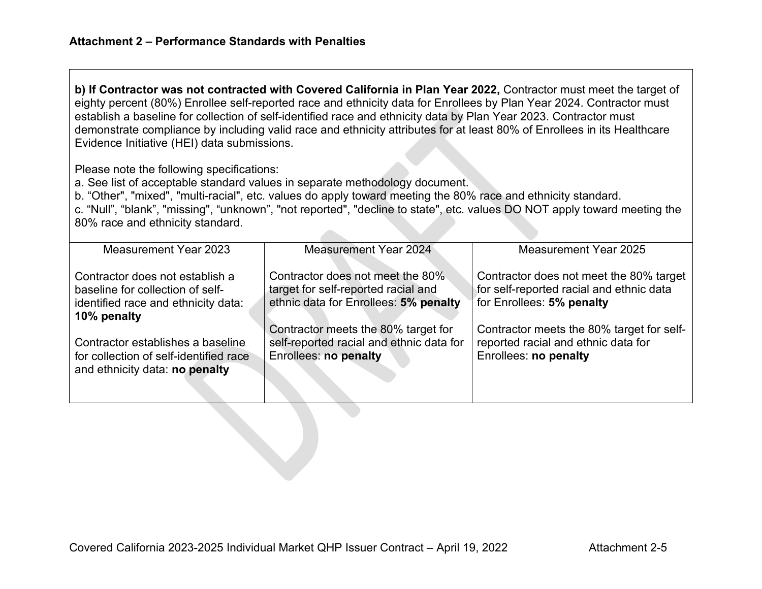**Attachment 2 – Performance Standards with Penalties**

**b) If Contractor was not contracted with Covered California in Plan Year 2022,** Contractor must meet the target of eighty percent (80%) Enrollee self-reported race and ethnicity data for Enrollees by Plan Year 2024. Contractor must establish a baseline for collection of self-identified race and ethnicity data by Plan Year 2023. Contractor must demonstrate compliance by including valid race and ethnicity attributes for at least 80% of Enrollees in its Healthcare Evidence Initiative (HEI) data submissions.

Please note the following specifications:
a. See list of acceptable standard values in separate methodology document.
b. “Other", "mixed", "multi-racial", etc. values do apply toward meeting the 80% race and ethnicity standard.
c. “Null”, “blank”, "missing", “unknown”, "not reported", "decline to state", etc. values DO NOT apply toward meeting the 80% race and ethnicity standard.

| Measurement Year 2023 | Measurement Year 2024 | Measurement Year 2025 |
|---|---|---|
| Contractor does not establish a baseline for collection of self-identified race and ethnicity data: **10% penalty**<br><br>Contractor establishes a baseline for collection of self-identified race and ethnicity data: **no penalty** | Contractor does not meet the 80% target for self-reported racial and ethnic data for Enrollees: **5% penalty**<br><br>Contractor meets the 80% target for self-reported racial and ethnic data for Enrollees: **no penalty** | Contractor does not meet the 80% target for self-reported racial and ethnic data for Enrollees: **5% penalty**<br><br>Contractor meets the 80% target for self-reported racial and ethnic data for Enrollees: **no penalty** |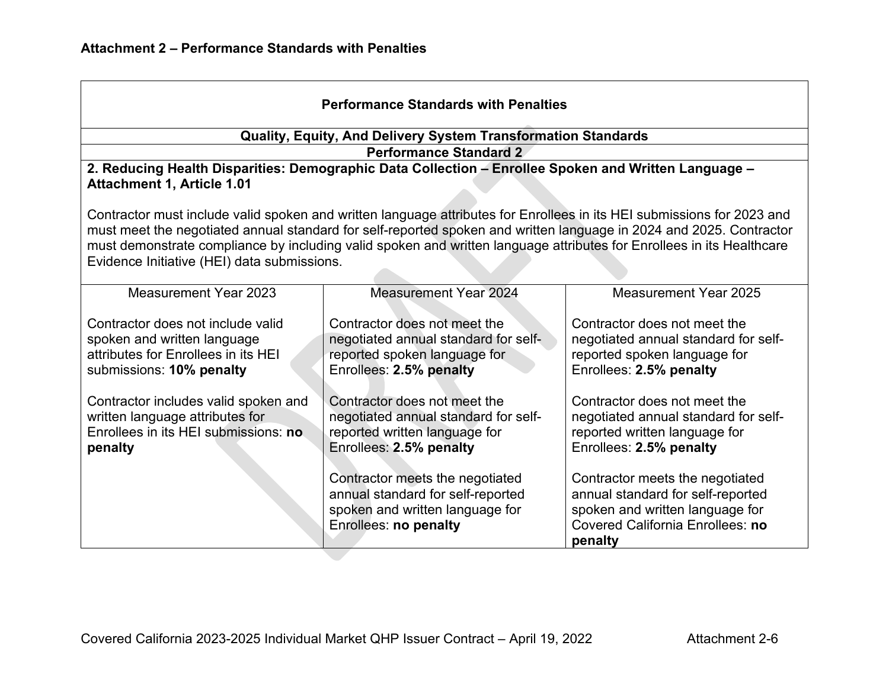## Attachment 2 – Performance Standards with Penalties

| **Performance Standards with Penalties** | | |
|---|---|---|
| **Quality, Equity, And Delivery System Transformation Standards** | | |
| **Performance Standard 2** | | |
| **2. Reducing Health Disparities: Demographic Data Collection – Enrollee Spoken and Written Language – Attachment 1, Article 1.01**<br><br>Contractor must include valid spoken and written language attributes for Enrollees in its HEI submissions for 2023 and must meet the negotiated annual standard for self-reported spoken and written language in 2024 and 2025. Contractor must demonstrate compliance by including valid spoken and written language attributes for Enrollees in its Healthcare Evidence Initiative (HEI) data submissions. | | |
| Measurement Year 2023 | Measurement Year 2024 | Measurement Year 2025 |
| Contractor does not include valid spoken and written language attributes for Enrollees in its HEI submissions: **10% penalty**<br><br>Contractor includes valid spoken and written language attributes for Enrollees in its HEI submissions: **no penalty** | Contractor does not meet the negotiated annual standard for self-reported spoken language for Enrollees: **2.5% penalty**<br><br>Contractor does not meet the negotiated annual standard for self-reported written language for Enrollees: **2.5% penalty**<br><br>Contractor meets the negotiated annual standard for self-reported spoken and written language for Enrollees: **no penalty** | Contractor does not meet the negotiated annual standard for self-reported spoken language for Enrollees: **2.5% penalty**<br><br>Contractor does not meet the negotiated annual standard for self-reported written language for Enrollees: **2.5% penalty**<br><br>Contractor meets the negotiated annual standard for self-reported spoken and written language for Covered California Enrollees: **no penalty** |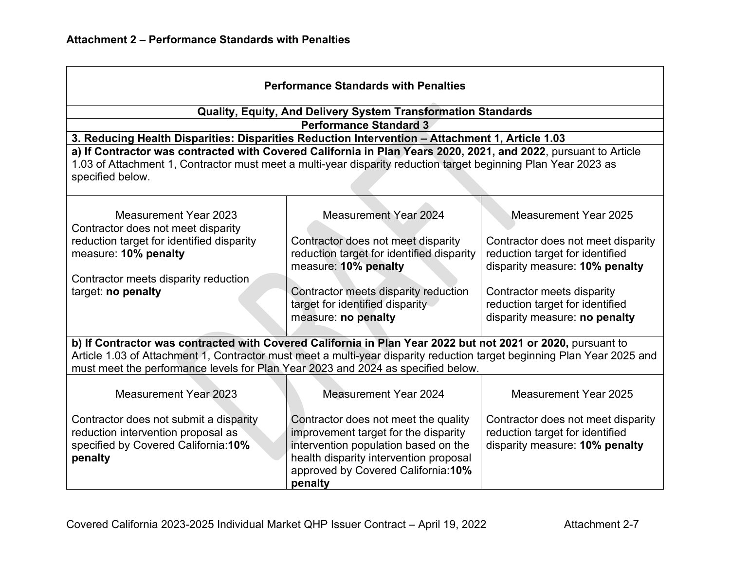## Attachment 2 – Performance Standards with Penalties

| **Performance Standards with Penalties** | | |
|---|---|---|
| **Quality, Equity, And Delivery System Transformation Standards** | | |
| **Performance Standard 3** | | |
| **3. Reducing Health Disparities: Disparities Reduction Intervention – Attachment 1, Article 1.03** | | |
| **a) If Contractor was contracted with Covered California in Plan Years 2020, 2021, and 2022**, pursuant to Article 1.03 of Attachment 1, Contractor must meet a multi-year disparity reduction target beginning Plan Year 2023 as specified below. | | |
| Measurement Year 2023<br>Contractor does not meet disparity reduction target for identified disparity measure: **10% penalty**<br><br>Contractor meets disparity reduction target: **no penalty** | Measurement Year 2024<br><br>Contractor does not meet disparity reduction target for identified disparity measure: **10% penalty**<br><br>Contractor meets disparity reduction target for identified disparity measure: **no penalty** | Measurement Year 2025<br><br>Contractor does not meet disparity reduction target for identified disparity measure: **10% penalty**<br><br>Contractor meets disparity reduction target for identified disparity measure: **no penalty** |
| **b) If Contractor was contracted with Covered California in Plan Year 2022 but not 2021 or 2020,** pursuant to Article 1.03 of Attachment 1, Contractor must meet a multi-year disparity reduction target beginning Plan Year 2025 and must meet the performance levels for Plan Year 2023 and 2024 as specified below. | | |
| Measurement Year 2023<br><br>Contractor does not submit a disparity reduction intervention proposal as specified by Covered California:**10% penalty** | Measurement Year 2024<br><br>Contractor does not meet the quality improvement target for the disparity intervention population based on the health disparity intervention proposal approved by Covered California:**10% penalty** | Measurement Year 2025<br><br>Contractor does not meet disparity reduction target for identified disparity measure: **10% penalty** |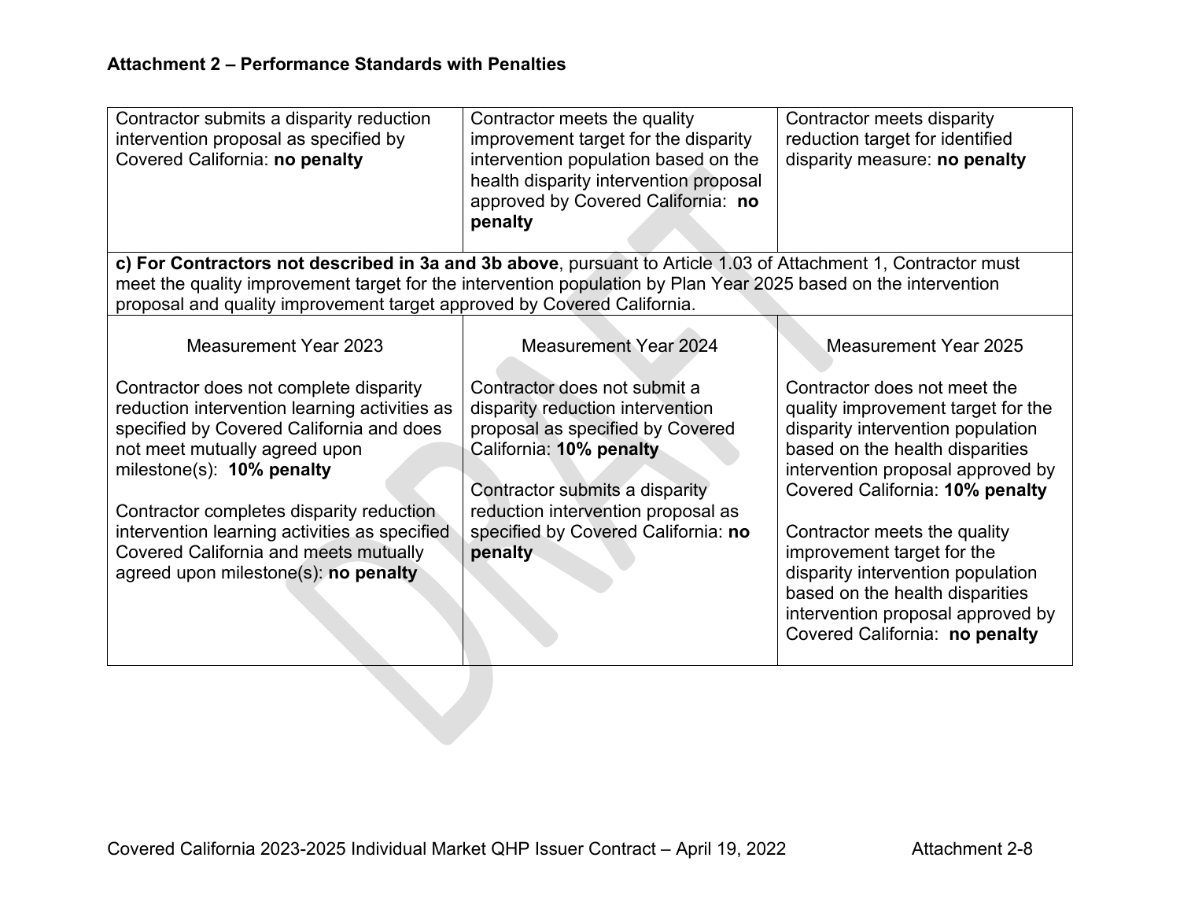**Attachment 2 – Performance Standards with Penalties**

| | | |
|---|---|---|
| Contractor submits a disparity reduction intervention proposal as specified by Covered California: **no penalty** | Contractor meets the quality improvement target for the disparity intervention population based on the health disparity intervention proposal approved by Covered California: **no penalty** | Contractor meets disparity reduction target for identified disparity measure: **no penalty** |
| **c) For Contractors not described in 3a and 3b above**, pursuant to Article 1.03 of Attachment 1, Contractor must meet the quality improvement target for the intervention population by Plan Year 2025 based on the intervention proposal and quality improvement target approved by Covered California. | | |
| Measurement Year 2023<br><br>Contractor does not complete disparity reduction intervention learning activities as specified by Covered California and does not meet mutually agreed upon milestone(s): **10% penalty**<br><br>Contractor completes disparity reduction intervention learning activities as specified Covered California and meets mutually agreed upon milestone(s): **no penalty** | Measurement Year 2024<br><br>Contractor does not submit a disparity reduction intervention proposal as specified by Covered California: **10% penalty**<br><br>Contractor submits a disparity reduction intervention proposal as specified by Covered California: **no penalty** | Measurement Year 2025<br><br>Contractor does not meet the quality improvement target for the disparity intervention population based on the health disparities intervention proposal approved by Covered California: **10% penalty**<br><br>Contractor meets the quality improvement target for the disparity intervention population based on the health disparities intervention proposal approved by Covered California: **no penalty** |

Covered California 2023-2025 Individual Market QHP Issuer Contract – April 19, 2022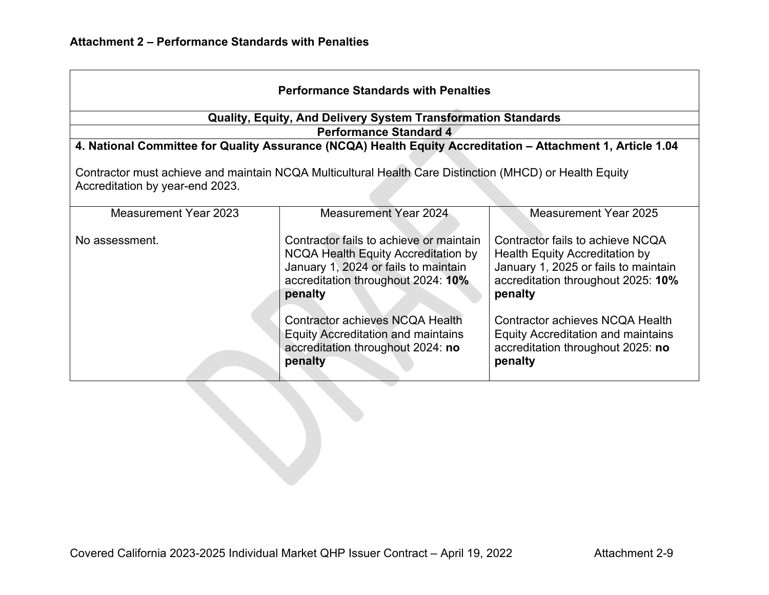**Attachment 2 – Performance Standards with Penalties**

| Performance Standards with Penalties | | |
|---|---|---|
| **Quality, Equity, And Delivery System Transformation Standards** | | |
| **Performance Standard 4** | | |
| **4. National Committee for Quality Assurance (NCQA) Health Equity Accreditation – Attachment 1, Article 1.04**<br><br>Contractor must achieve and maintain NCQA Multicultural Health Care Distinction (MHCD) or Health Equity Accreditation by year-end 2023. | | |
| Measurement Year 2023 | Measurement Year 2024 | Measurement Year 2025 |
| No assessment. | Contractor fails to achieve or maintain NCQA Health Equity Accreditation by January 1, 2024 or fails to maintain accreditation throughout 2024: **10% penalty**<br><br>Contractor achieves NCQA Health Equity Accreditation and maintains accreditation throughout 2024: **no penalty** | Contractor fails to achieve NCQA Health Equity Accreditation by January 1, 2025 or fails to maintain accreditation throughout 2025: **10% penalty**<br><br>Contractor achieves NCQA Health Equity Accreditation and maintains accreditation throughout 2025: **no penalty** |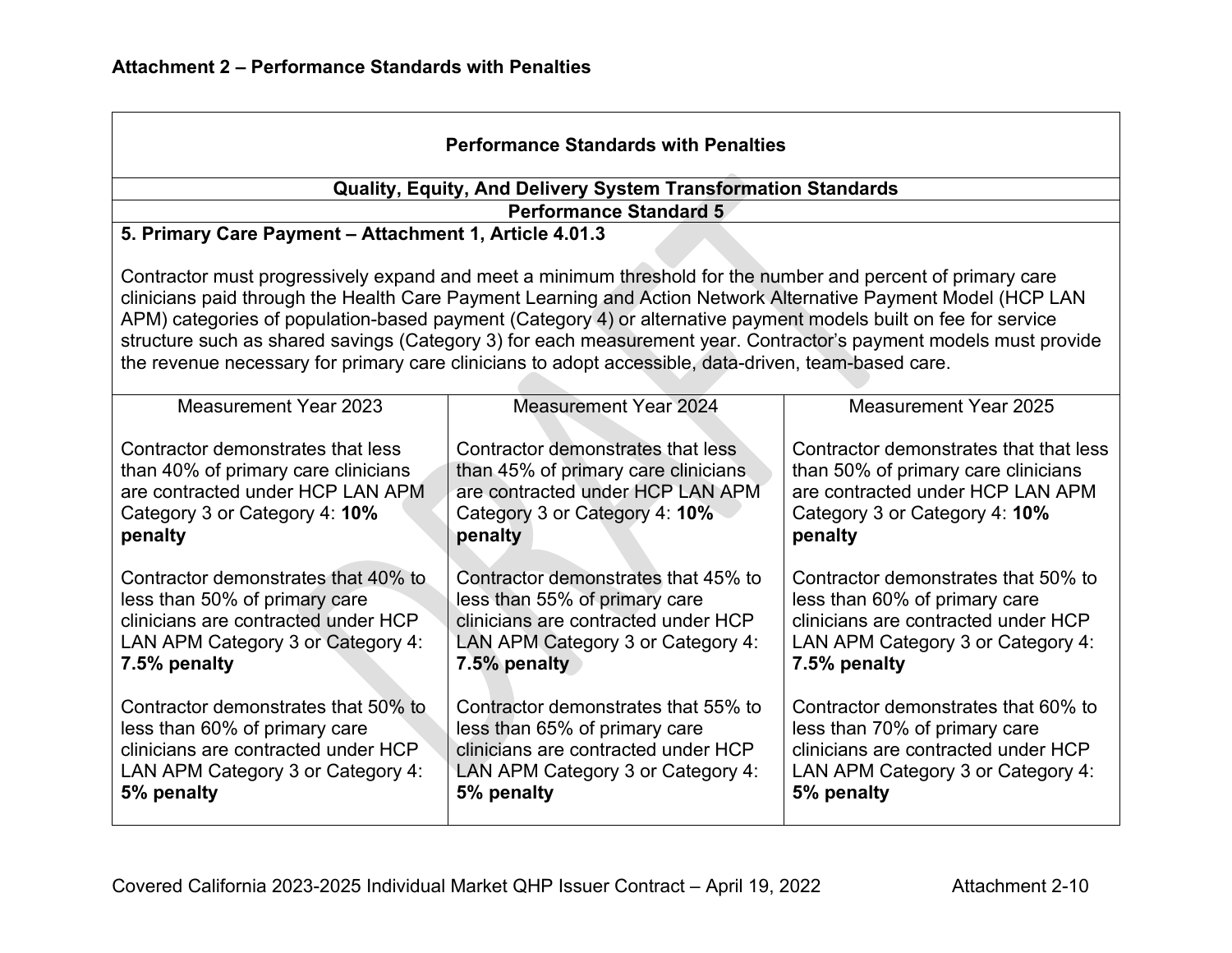**Attachment 2 – Performance Standards with Penalties**

| **Performance Standards with Penalties** | | |
|---|---|---|
| **Quality, Equity, And Delivery System Transformation Standards** | | |
| **Performance Standard 5** | | |
| **5. Primary Care Payment – Attachment 1, Article 4.01.3**<br><br>Contractor must progressively expand and meet a minimum threshold for the number and percent of primary care clinicians paid through the Health Care Payment Learning and Action Network Alternative Payment Model (HCP LAN APM) categories of population-based payment (Category 4) or alternative payment models built on fee for service structure such as shared savings (Category 3) for each measurement year. Contractor's payment models must provide the revenue necessary for primary care clinicians to adopt accessible, data-driven, team-based care. | | |
| Measurement Year 2023 | Measurement Year 2024 | Measurement Year 2025 |
| Contractor demonstrates that less than 40% of primary care clinicians are contracted under HCP LAN APM Category 3 or Category 4: **10% penalty** | Contractor demonstrates that less than 45% of primary care clinicians are contracted under HCP LAN APM Category 3 or Category 4: **10% penalty** | Contractor demonstrates that that less than 50% of primary care clinicians are contracted under HCP LAN APM Category 3 or Category 4: **10% penalty** |
| Contractor demonstrates that 40% to less than 50% of primary care clinicians are contracted under HCP LAN APM Category 3 or Category 4: **7.5% penalty** | Contractor demonstrates that 45% to less than 55% of primary care clinicians are contracted under HCP LAN APM Category 3 or Category 4: **7.5% penalty** | Contractor demonstrates that 50% to less than 60% of primary care clinicians are contracted under HCP LAN APM Category 3 or Category 4: **7.5% penalty** |
| Contractor demonstrates that 50% to less than 60% of primary care clinicians are contracted under HCP LAN APM Category 3 or Category 4: **5% penalty** | Contractor demonstrates that 55% to less than 65% of primary care clinicians are contracted under HCP LAN APM Category 3 or Category 4: **5% penalty** | Contractor demonstrates that 60% to less than 70% of primary care clinicians are contracted under HCP LAN APM Category 3 or Category 4: **5% penalty** |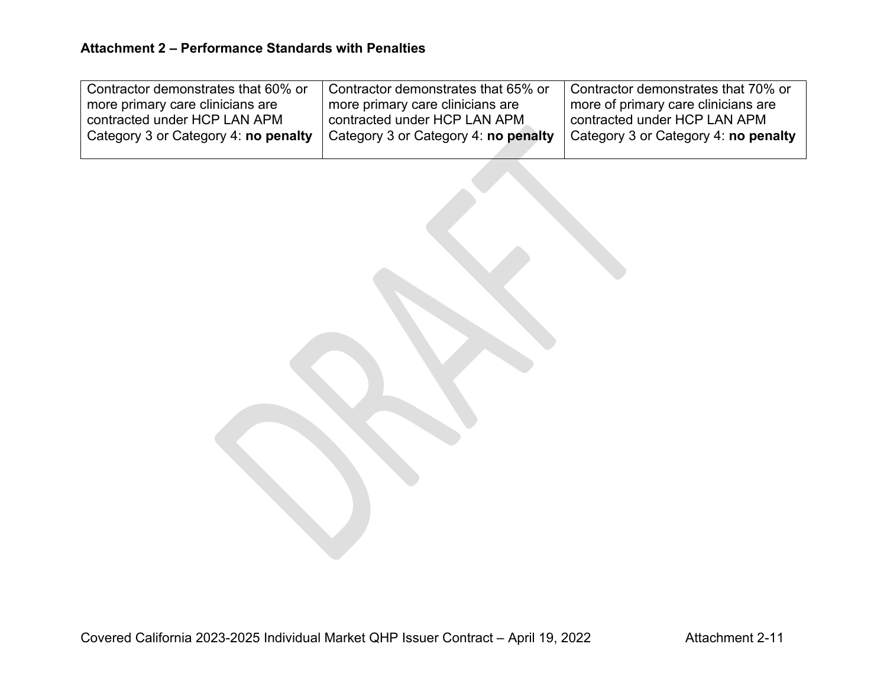**Attachment 2 – Performance Standards with Penalties**

| | | |
|---|---|---|
| Contractor demonstrates that 60% or more primary care clinicians are contracted under HCP LAN APM Category 3 or Category 4: **no penalty** | Contractor demonstrates that 65% or more primary care clinicians are contracted under HCP LAN APM Category 3 or Category 4: **no penalty** | Contractor demonstrates that 70% or more of primary care clinicians are contracted under HCP LAN APM Category 3 or Category 4: **no penalty** |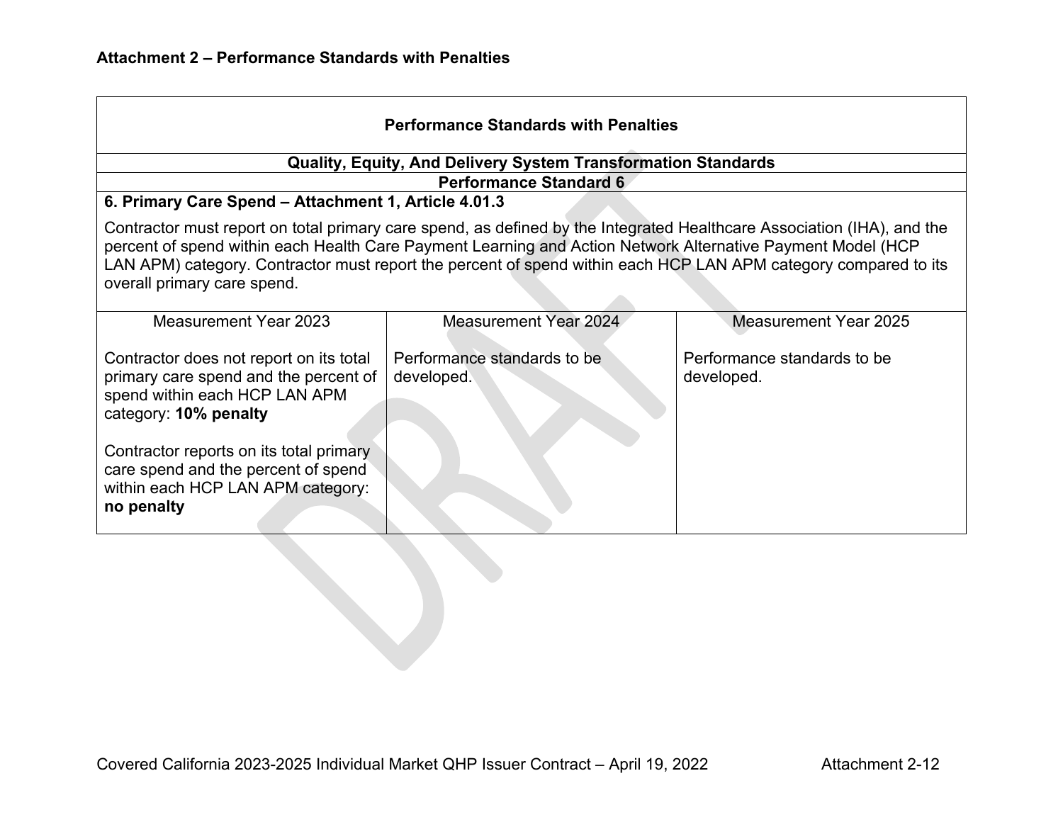**Attachment 2 – Performance Standards with Penalties**

| Performance Standards with Penalties | | |
|---|---|---|
| **Quality, Equity, And Delivery System Transformation Standards** | | |
| **Performance Standard 6** | | |
| **6. Primary Care Spend – Attachment 1, Article 4.01.3**<br><br>Contractor must report on total primary care spend, as defined by the Integrated Healthcare Association (IHA), and the percent of spend within each Health Care Payment Learning and Action Network Alternative Payment Model (HCP LAN APM) category. Contractor must report the percent of spend within each HCP LAN APM category compared to its overall primary care spend. | | |
| Measurement Year 2023 | Measurement Year 2024 | Measurement Year 2025 |
| Contractor does not report on its total primary care spend and the percent of spend within each HCP LAN APM category: **10% penalty**<br><br>Contractor reports on its total primary care spend and the percent of spend within each HCP LAN APM category: **no penalty** | Performance standards to be developed. | Performance standards to be developed. |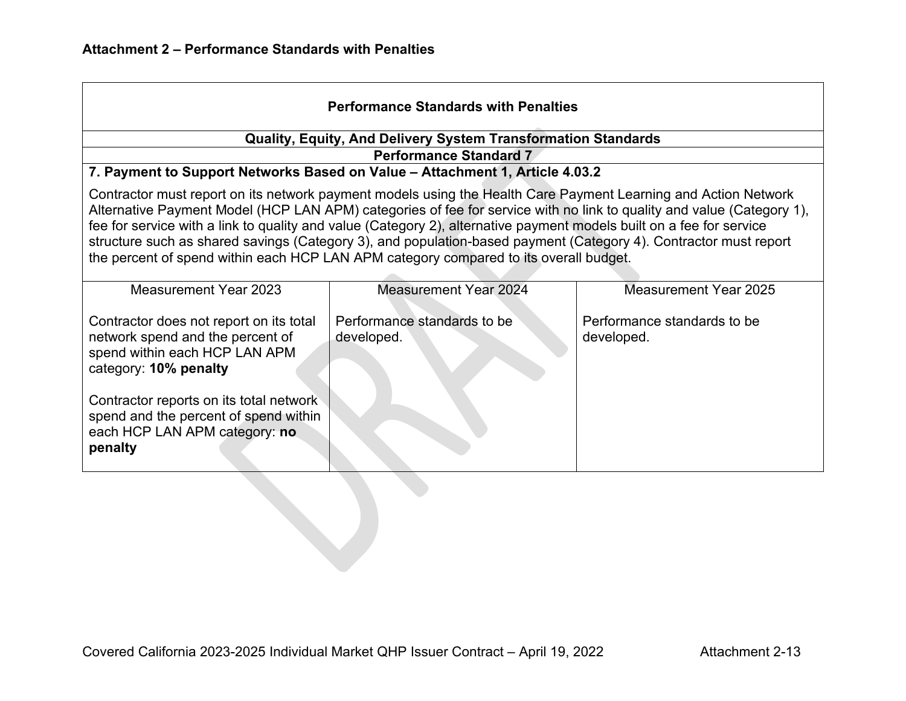**Attachment 2 – Performance Standards with Penalties**

| Performance Standards with Penalties | | |
|---|---|---|
| **Quality, Equity, And Delivery System Transformation Standards** | | |
| **Performance Standard 7** | | |
| **7. Payment to Support Networks Based on Value – Attachment 1, Article 4.03.2**<br><br>Contractor must report on its network payment models using the Health Care Payment Learning and Action Network Alternative Payment Model (HCP LAN APM) categories of fee for service with no link to quality and value (Category 1), fee for service with a link to quality and value (Category 2), alternative payment models built on a fee for service structure such as shared savings (Category 3), and population-based payment (Category 4). Contractor must report the percent of spend within each HCP LAN APM category compared to its overall budget. | | |
| Measurement Year 2023<br><br>Contractor does not report on its total network spend and the percent of spend within each HCP LAN APM category: **10% penalty**<br><br>Contractor reports on its total network spend and the percent of spend within each HCP LAN APM category: **no penalty** | Measurement Year 2024<br><br>Performance standards to be developed. | Measurement Year 2025<br><br>Performance standards to be developed. |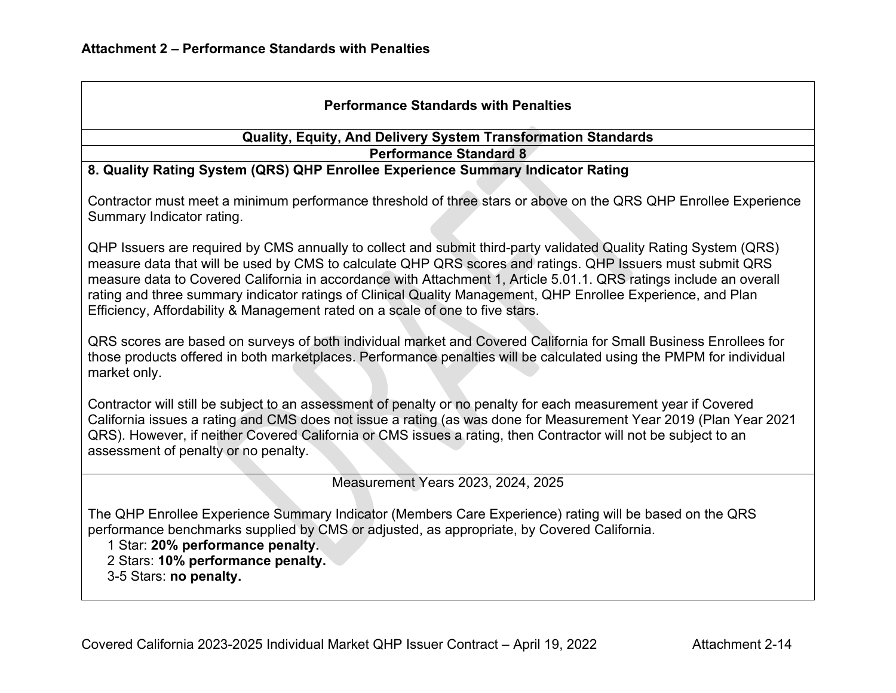**Attachment 2 – Performance Standards with Penalties**

| Performance Standards with Penalties |
|---|
| **Quality, Equity, And Delivery System Transformation Standards** |
| **Performance Standard 8** |
| **8. Quality Rating System (QRS) QHP Enrollee Experience Summary Indicator Rating**<br><br>Contractor must meet a minimum performance threshold of three stars or above on the QRS QHP Enrollee Experience Summary Indicator rating.<br><br>QHP Issuers are required by CMS annually to collect and submit third-party validated Quality Rating System (QRS) measure data that will be used by CMS to calculate QHP QRS scores and ratings. QHP Issuers must submit QRS measure data to Covered California in accordance with Attachment 1, Article 5.01.1. QRS ratings include an overall rating and three summary indicator ratings of Clinical Quality Management, QHP Enrollee Experience, and Plan Efficiency, Affordability & Management rated on a scale of one to five stars.<br><br>QRS scores are based on surveys of both individual market and Covered California for Small Business Enrollees for those products offered in both marketplaces. Performance penalties will be calculated using the PMPM for individual market only.<br><br>Contractor will still be subject to an assessment of penalty or no penalty for each measurement year if Covered California issues a rating and CMS does not issue a rating (as was done for Measurement Year 2019 (Plan Year 2021 QRS). However, if neither Covered California or CMS issues a rating, then Contractor will not be subject to an assessment of penalty or no penalty. |
| Measurement Years 2023, 2024, 2025<br><br>The QHP Enrollee Experience Summary Indicator (Members Care Experience) rating will be based on the QRS performance benchmarks supplied by CMS or adjusted, as appropriate, by Covered California.<br>1 Star: **20% performance penalty.**<br>2 Stars: **10% performance penalty.**<br>3-5 Stars: **no penalty.** |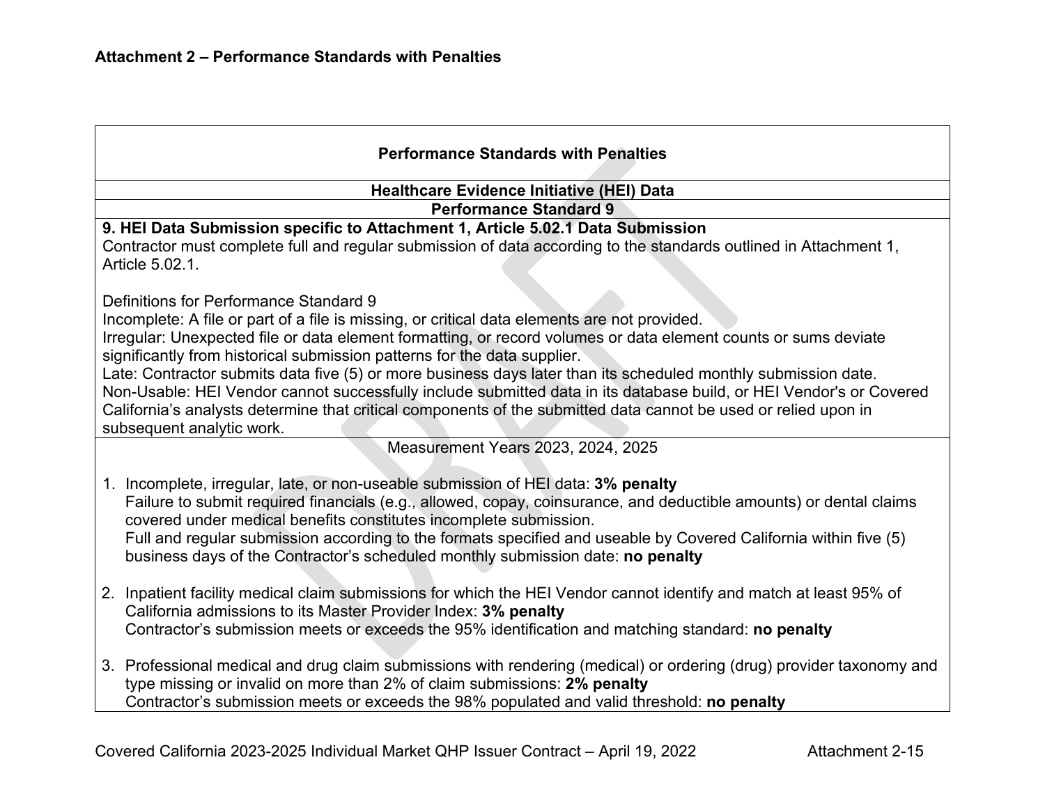**Attachment 2 – Performance Standards with Penalties**

| Performance Standards with Penalties |
|---|
| **Healthcare Evidence Initiative (HEI) Data** |
| **Performance Standard 9** |
| **9. HEI Data Submission specific to Attachment 1, Article 5.02.1 Data Submission**<br>Contractor must complete full and regular submission of data according to the standards outlined in Attachment 1, Article 5.02.1.<br><br>Definitions for Performance Standard 9<br>Incomplete: A file or part of a file is missing, or critical data elements are not provided.<br>Irregular: Unexpected file or data element formatting, or record volumes or data element counts or sums deviate significantly from historical submission patterns for the data supplier.<br>Late: Contractor submits data five (5) or more business days later than its scheduled monthly submission date.<br>Non-Usable: HEI Vendor cannot successfully include submitted data in its database build, or HEI Vendor's or Covered California's analysts determine that critical components of the submitted data cannot be used or relied upon in subsequent analytic work. |
| Measurement Years 2023, 2024, 2025<br><br>1. Incomplete, irregular, late, or non-useable submission of HEI data: **3% penalty**<br>Failure to submit required financials (e.g., allowed, copay, coinsurance, and deductible amounts) or dental claims covered under medical benefits constitutes incomplete submission.<br>Full and regular submission according to the formats specified and useable by Covered California within five (5) business days of the Contractor's scheduled monthly submission date: **no penalty**<br><br>2. Inpatient facility medical claim submissions for which the HEI Vendor cannot identify and match at least 95% of California admissions to its Master Provider Index: **3% penalty**<br>Contractor's submission meets or exceeds the 95% identification and matching standard: **no penalty**<br><br>3. Professional medical and drug claim submissions with rendering (medical) or ordering (drug) provider taxonomy and type missing or invalid on more than 2% of claim submissions: **2% penalty**<br>Contractor's submission meets or exceeds the 98% populated and valid threshold: **no penalty** |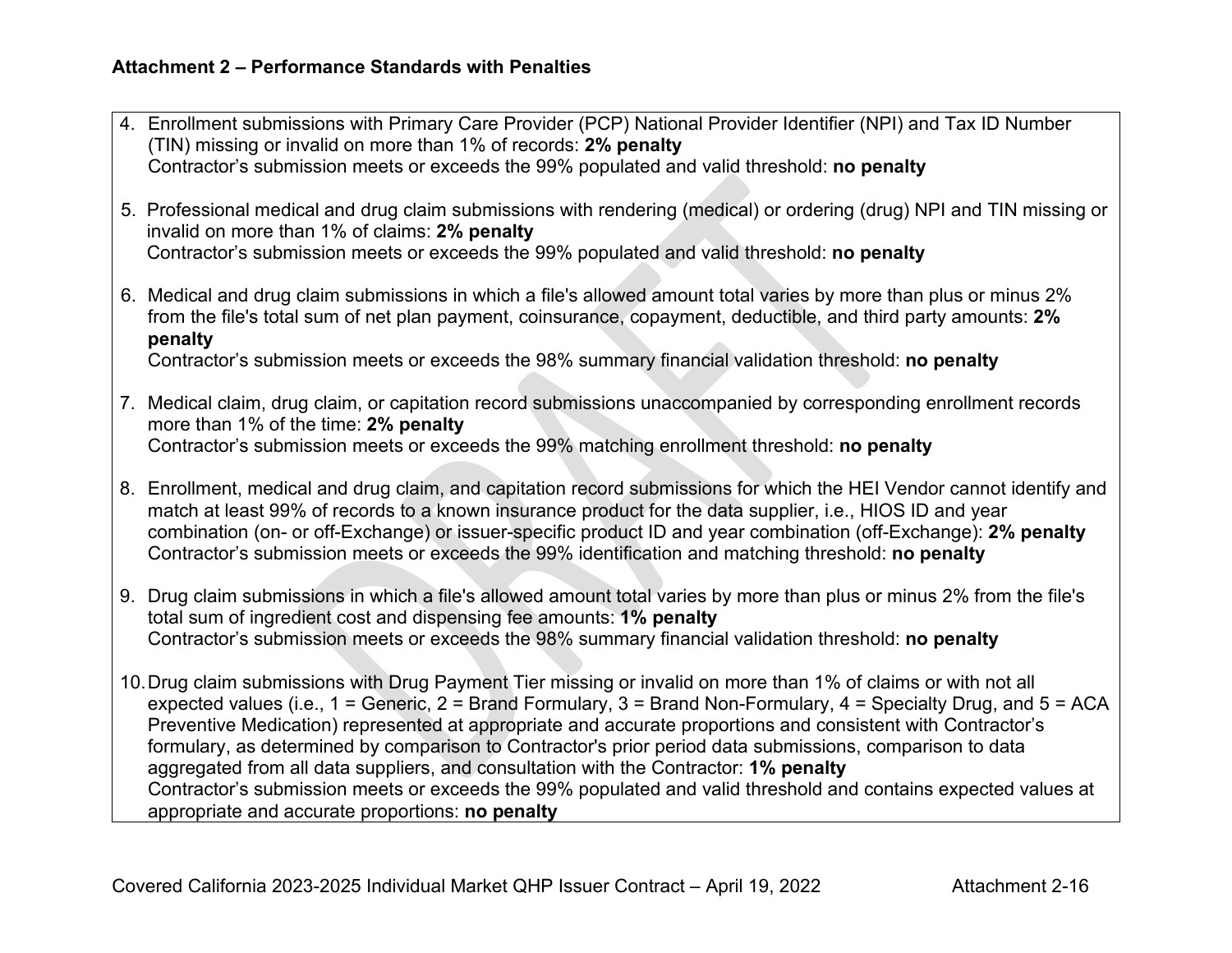**Attachment 2 – Performance Standards with Penalties**

4. Enrollment submissions with Primary Care Provider (PCP) National Provider Identifier (NPI) and Tax ID Number (TIN) missing or invalid on more than 1% of records: **2% penalty**
   Contractor's submission meets or exceeds the 99% populated and valid threshold: **no penalty**

5. Professional medical and drug claim submissions with rendering (medical) or ordering (drug) NPI and TIN missing or invalid on more than 1% of claims: **2% penalty**
   Contractor's submission meets or exceeds the 99% populated and valid threshold: **no penalty**

6. Medical and drug claim submissions in which a file's allowed amount total varies by more than plus or minus 2% from the file's total sum of net plan payment, coinsurance, copayment, deductible, and third party amounts: **2% penalty**
   Contractor's submission meets or exceeds the 98% summary financial validation threshold: **no penalty**

7. Medical claim, drug claim, or capitation record submissions unaccompanied by corresponding enrollment records more than 1% of the time: **2% penalty**
   Contractor's submission meets or exceeds the 99% matching enrollment threshold: **no penalty**

8. Enrollment, medical and drug claim, and capitation record submissions for which the HEI Vendor cannot identify and match at least 99% of records to a known insurance product for the data supplier, i.e., HIOS ID and year combination (on- or off-Exchange) or issuer-specific product ID and year combination (off-Exchange): **2% penalty**
   Contractor's submission meets or exceeds the 99% identification and matching threshold: **no penalty**

9. Drug claim submissions in which a file's allowed amount total varies by more than plus or minus 2% from the file's total sum of ingredient cost and dispensing fee amounts: **1% penalty**
   Contractor's submission meets or exceeds the 98% summary financial validation threshold: **no penalty**

10. Drug claim submissions with Drug Payment Tier missing or invalid on more than 1% of claims or with not all expected values (i.e., 1 = Generic, 2 = Brand Formulary, 3 = Brand Non-Formulary, 4 = Specialty Drug, and 5 = ACA Preventive Medication) represented at appropriate and accurate proportions and consistent with Contractor's formulary, as determined by comparison to Contractor's prior period data submissions, comparison to data aggregated from all data suppliers, and consultation with the Contractor: **1% penalty**
    Contractor's submission meets or exceeds the 99% populated and valid threshold and contains expected values at appropriate and accurate proportions: **no penalty**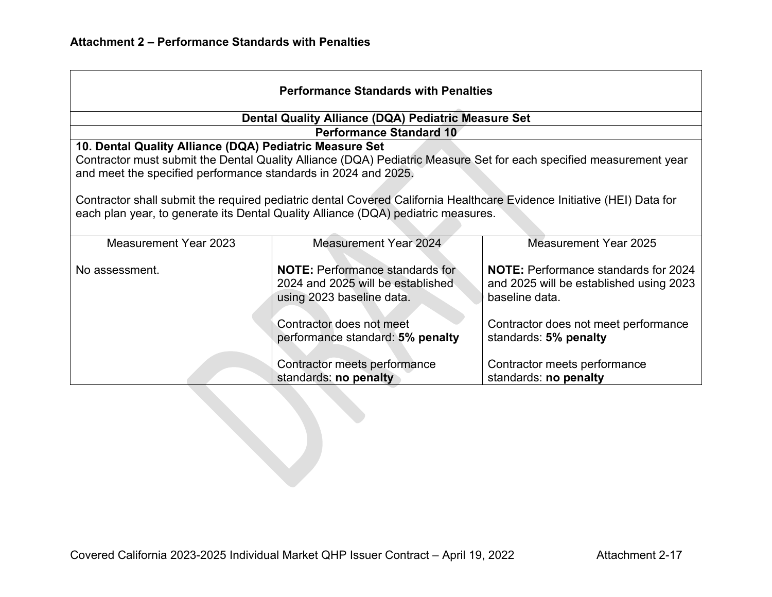**Attachment 2 – Performance Standards with Penalties**

| Performance Standards with Penalties | | |
|---|---|---|
| **Dental Quality Alliance (DQA) Pediatric Measure Set** | | |
| **Performance Standard 10** | | |
| **10. Dental Quality Alliance (DQA) Pediatric Measure Set**<br>Contractor must submit the Dental Quality Alliance (DQA) Pediatric Measure Set for each specified measurement year and meet the specified performance standards in 2024 and 2025.<br><br>Contractor shall submit the required pediatric dental Covered California Healthcare Evidence Initiative (HEI) Data for each plan year, to generate its Dental Quality Alliance (DQA) pediatric measures. | | |
| Measurement Year 2023 | Measurement Year 2024 | Measurement Year 2025 |
| No assessment. | **NOTE:** Performance standards for 2024 and 2025 will be established using 2023 baseline data.<br><br>Contractor does not meet performance standard: **5% penalty**<br><br>Contractor meets performance standards: **no penalty** | **NOTE:** Performance standards for 2024 and 2025 will be established using 2023 baseline data.<br><br>Contractor does not meet performance standards: **5% penalty**<br><br>Contractor meets performance standards: **no penalty** |